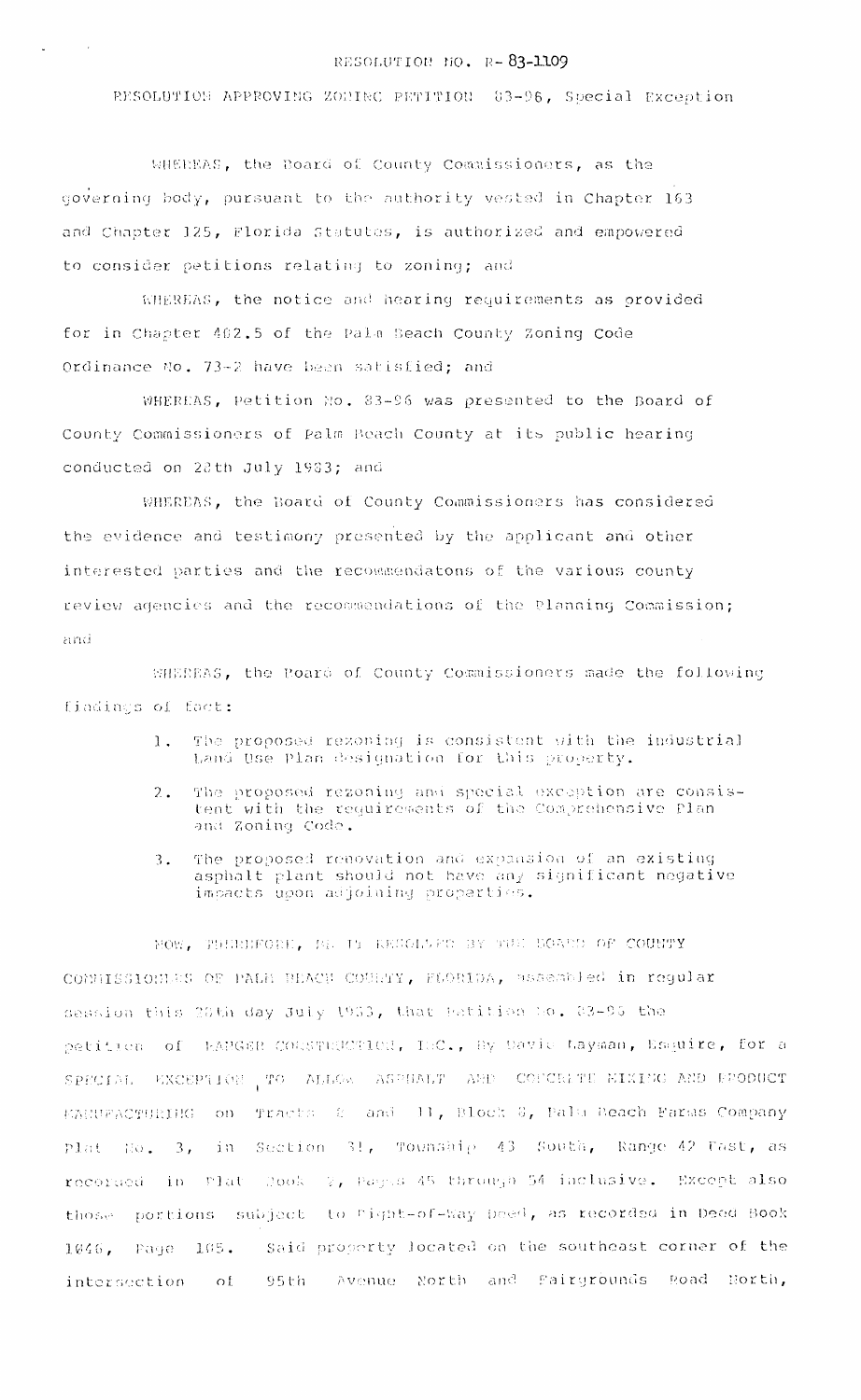RESOLUTION NO. R- 83-1109

RESOLUTION APPROVING ZONING PETITION 83-96, Special Exception

WHEREAS, the Board of County Commissioners, as the governing body, pursuant to the authority vested in Chapter 163 and Chapter 125, Florida Statutes, is authorized and empowered to consider petitions relating to zoning; and

WHEREAS, the notice and hearing requirements as provided for in Chapter 402.5 of the Palm Beach County Zoning Code Ordinance No. 73-2 have been satisfied; and

WHEREAS, Petition No. 83-96 was presented to the Board of County Commissioners of Palm Beach County at its public hearing conducted on 28th July 1983; and

WHEREAS, the Board of County Commissioners has considered the evidence and testimony presented by the applicant and other interested parties and the recommendatons of the various county review agencies and the recommendations of the Planning Commission; and

WHEREAS, the Board of County Commissioners made the following findings of fact:

1. The proposed rezoning is consistent with the industrial Land Use Plan designation for this property.
2. The proposed rezoning and special exception are consistent with the requirements of the Comprehensive Plan and Zoning Code.
3. The proposed renovation and expansion of an existing asphalt plant should not have any significant negative impacts upon adjoining properties.

NOW, THEREFORE, BE IT RESOLVED BY THE BOARD OF COUNTY COMMISSIONERS OF PALM BEACH COUNTY, FLORIDA, assembled in regular session this 28th day July 1983, that Petition No. 83-96 the petition of RANGER CONSTRUCTION, INC., By David Layman, Esquire, for a SPECIAL EXCEPTION TO ALLOW ASPHALT AND CONCRETE MIXING AND PRODUCT MANUFACTURING on Tracts 8 and 11, Block 8, Palm Beach Farms Company Plat No. 3, in Section 31, Township 43 South, Range 42 East, as recorded in Plat Book 2, Pages 45 through 54 inclusive. Except also those portions subject to Right-of-Way Deed, as recorded in Deed Book 1046, Page 105. Said property located on the southeast corner of the intersection of 95th Avenue North and Fairgrounds Road North,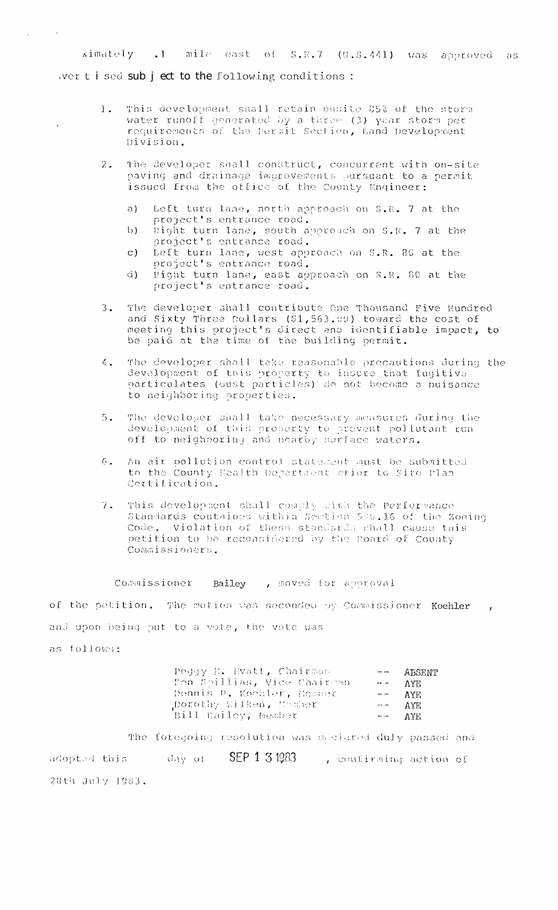ximately .1 mile east of S.R.7 (U.S.441) was approved as advertised subject to the following conditions:

1. This development shall retain onsite 85% of the storm water runoff generated by a three (3) year storm per requirements of the Permit Section, Land Development Division.

2. The developer shall construct, concurrent with on-site paving and drainage improvements pursuant to a permit issued from the office of the County Engineer:

   a) Left turn lane, north approach on S.R. 7 at the project's entrance road.
   b) Right turn lane, south approach on S.R. 7 at the project's entrance road.
   c) Left turn lane, west approach on S.R. 80 at the project's entrance road.
   d) Right turn lane, east approach on S.R. 80 at the project's entrance road.

3. The developer shall contribute One Thousand Five Hundred and Sixty Three Dollars ($1,563.00) toward the cost of meeting this project's direct and identifiable impact, to be paid at the time of the building permit.

4. The developer shall take reasonable precautions during the development of this property to insure that fugitive particulates (dust particles) do not become a nuisance to neighboring properties.

5. The developer shall take necessary measures during the development of this property to prevent pollutant run off to neighboring and nearby surface waters.

6. An air pollution control statement must be submitted to the County Health Department prior to Site Plan Certification.

7. This development shall comply with the Performance Standards contained within Section 500.16 of the Zoning Code. Violation of these standards shall cause this petition to be reconsidered by the Board of County Commissioners.

Commissioner Bailey, moved for approval of the petition. The motion was seconded by Commissioner Koehler, and upon being put to a vote, the vote was as follows:

| | | |
|---|---|---|
| Peggy B. Evatt, Chairman | -- | ABSENT |
| Ken Spillias, Vice Chairman | -- | AYE |
| Dennis P. Koehler, Member | -- | AYE |
| Dorothy Wilken, Member | -- | AYE |
| Bill Bailey, Member | -- | AYE |

The foregoing resolution was declared duly passed and adopted this day of SEP 13 1983, confirming action of 28th July 1983.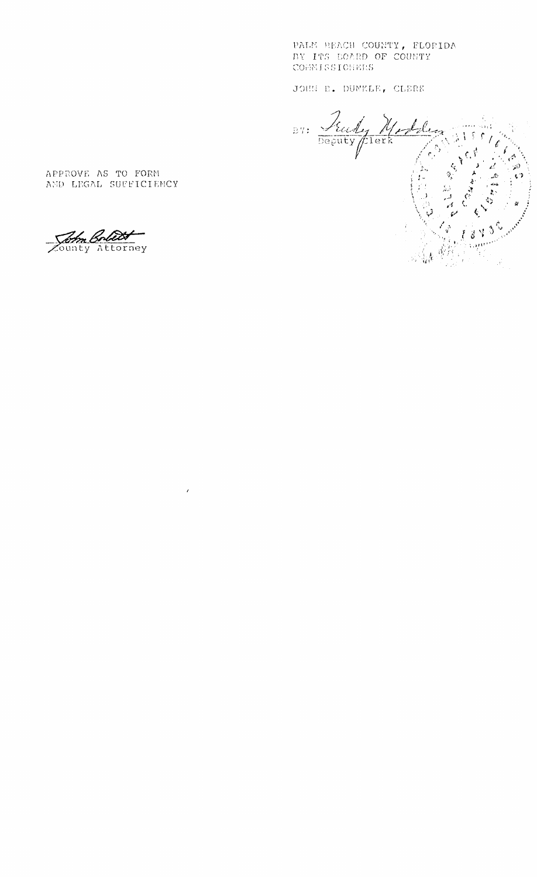PALM BEACH COUNTY, FLORIDA
BY ITS BOARD OF COUNTY
COMMISSIONERS

JOHN B. DUNKLE, CLERK

BY: Trudy Madden
Deputy Clerk

APPROVE AS TO FORM
AND LEGAL SUFFICIENCY

John Corbett
County Attorney